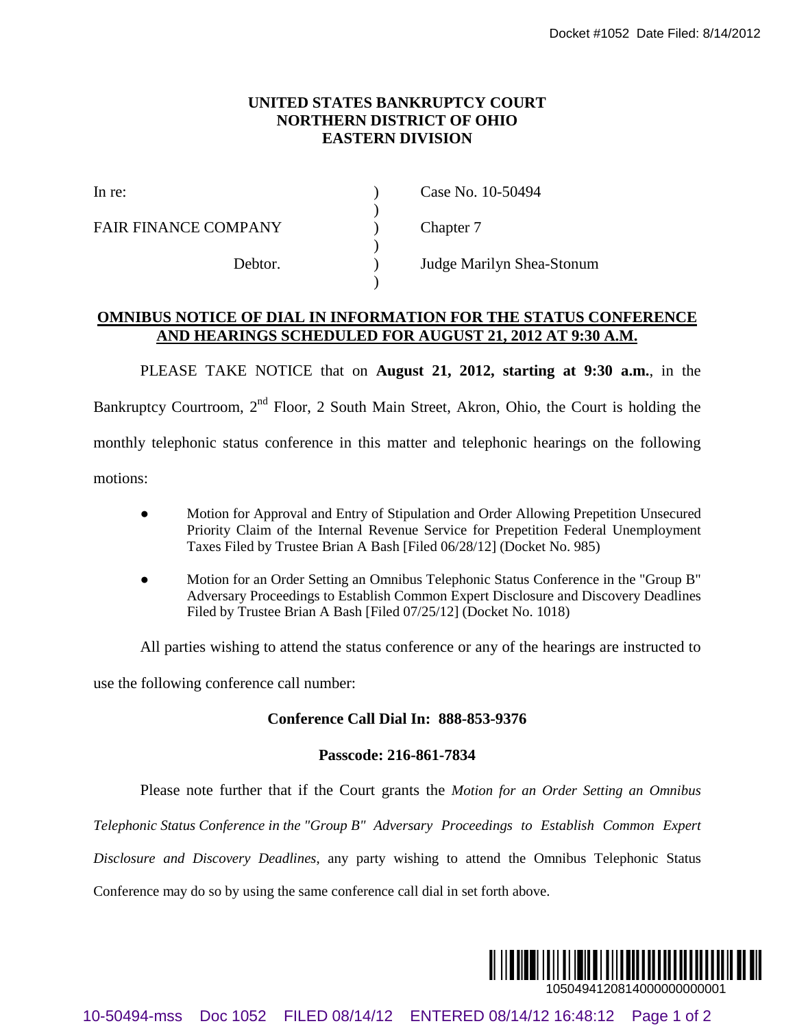# UNITED STATES BANKRUPTCY COURT NORTHERN DISTRICT OF OHIO EASTERN DIVISION

| | | |
|---|---|---|
| In re: | ) | Case No. 10-50494 |
| | ) | |
| FAIR FINANCE COMPANY | ) | Chapter 7 |
| | ) | |
| Debtor. | ) | Judge Marilyn Shea-Stonum |
| | ) | |

## OMNIBUS NOTICE OF DIAL IN INFORMATION FOR THE STATUS CONFERENCE AND HEARINGS SCHEDULED FOR AUGUST 21, 2012 AT 9:30 A.M.

PLEASE TAKE NOTICE that on **August 21, 2012, starting at 9:30 a.m.**, in the Bankruptcy Courtroom, 2nd Floor, 2 South Main Street, Akron, Ohio, the Court is holding the monthly telephonic status conference in this matter and telephonic hearings on the following motions:

- Motion for Approval and Entry of Stipulation and Order Allowing Prepetition Unsecured Priority Claim of the Internal Revenue Service for Prepetition Federal Unemployment Taxes Filed by Trustee Brian A Bash [Filed 06/28/12] (Docket No. 985)
- Motion for an Order Setting an Omnibus Telephonic Status Conference in the "Group B" Adversary Proceedings to Establish Common Expert Disclosure and Discovery Deadlines Filed by Trustee Brian A Bash [Filed 07/25/12] (Docket No. 1018)

All parties wishing to attend the status conference or any of the hearings are instructed to use the following conference call number:

**Conference Call Dial In: 888-853-9376**

**Passcode: 216-861-7834**

Please note further that if the Court grants the *Motion for an Order Setting an Omnibus Telephonic Status Conference in the "Group B" Adversary Proceedings to Establish Common Expert Disclosure and Discovery Deadlines*, any party wishing to attend the Omnibus Telephonic Status Conference may do so by using the same conference call dial in set forth above.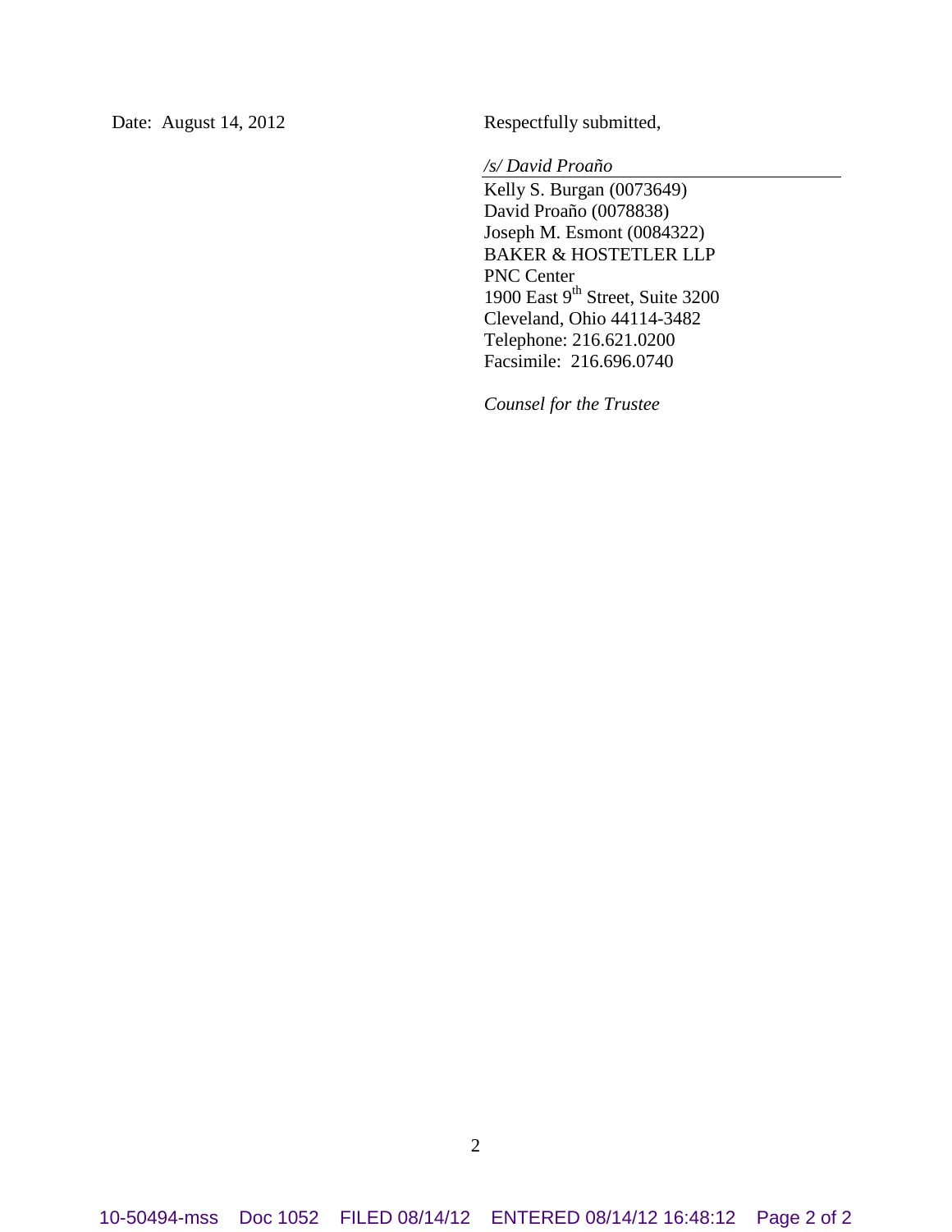Date: August 14, 2012

Respectfully submitted,

*/s/ David Proaño*

Kelly S. Burgan (0073649)
David Proaño (0078838)
Joseph M. Esmont (0084322)
BAKER & HOSTETLER LLP
PNC Center
1900 East 9th Street, Suite 3200
Cleveland, Ohio 44114-3482
Telephone: 216.621.0200
Facsimile: 216.696.0740

*Counsel for the Trustee*